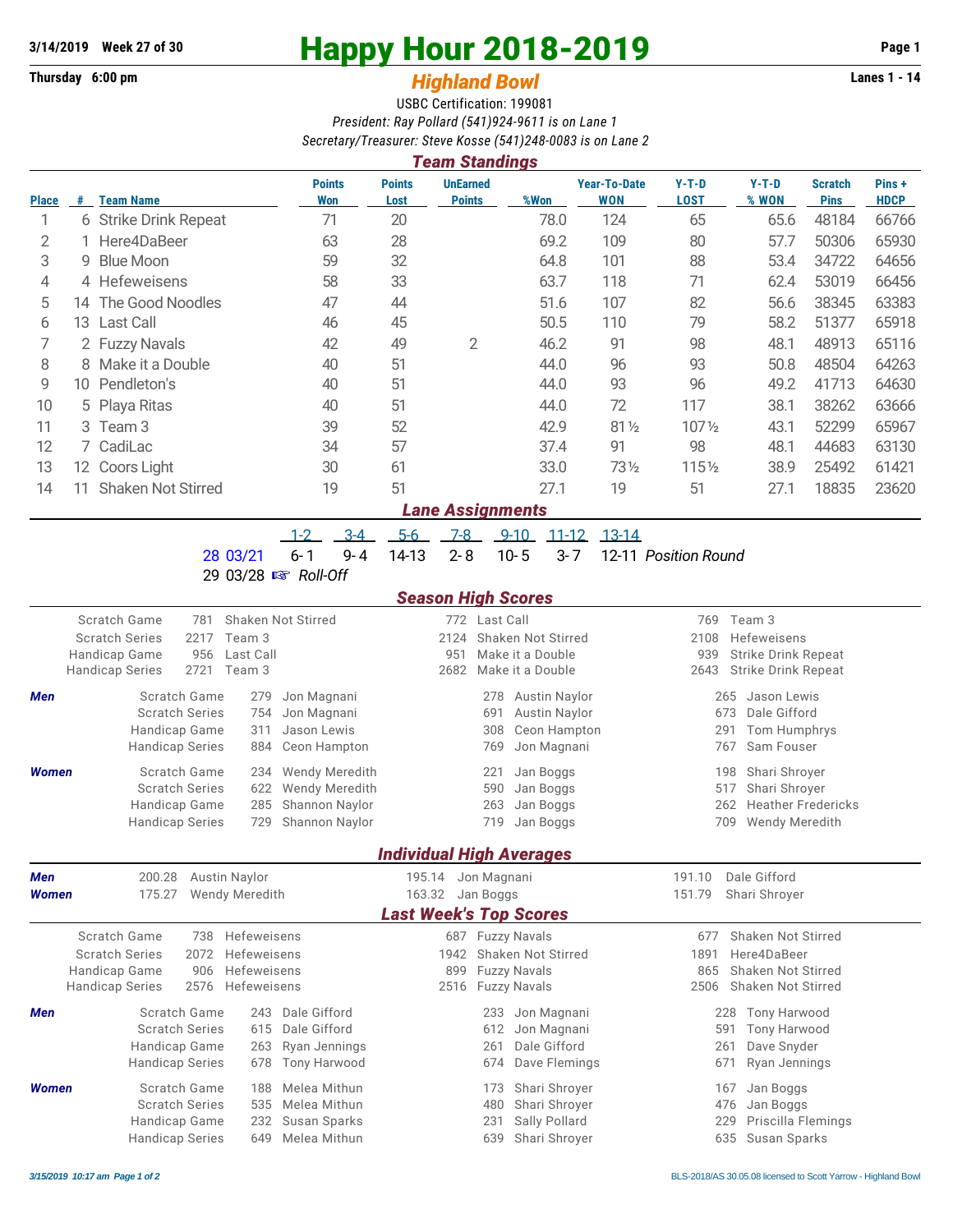3/14/2019 Week 27 of 30

Thursday 6:00 pm

# Happy Hour 2018-2019

## *Highland Bowl*

Lanes 1 - 14

USBC Certification: 199081

*President: Ray Pollard (541)924-9611 is on Lane 1*

*Secretary/Treasurer: Steve Kosse (541)248-0083 is on Lane 2*

### Team Standings

| Place | # | Team Name | Points Won | Points Lost | UnEarned Points | %Won | Year-To-Date WON | Y-T-D LOST | Y-T-D % WON | Scratch Pins | Pins + HDCP |
|---|---|---|---|---|---|---|---|---|---|---|---|
| 1 | 6 | Strike Drink Repeat | 71 | 20 | | 78.0 | 124 | 65 | 65.6 | 48184 | 66766 |
| 2 | 1 | Here4DaBeer | 63 | 28 | | 69.2 | 109 | 80 | 57.7 | 50306 | 65930 |
| 3 | 9 | Blue Moon | 59 | 32 | | 64.8 | 101 | 88 | 53.4 | 34722 | 64656 |
| 4 | 4 | Hefeweisens | 58 | 33 | | 63.7 | 118 | 71 | 62.4 | 53019 | 66456 |
| 5 | 14 | The Good Noodles | 47 | 44 | | 51.6 | 107 | 82 | 56.6 | 38345 | 63383 |
| 6 | 13 | Last Call | 46 | 45 | | 50.5 | 110 | 79 | 58.2 | 51377 | 65918 |
| 7 | 2 | Fuzzy Navals | 42 | 49 | 2 | 46.2 | 91 | 98 | 48.1 | 48913 | 65116 |
| 8 | 8 | Make it a Double | 40 | 51 | | 44.0 | 96 | 93 | 50.8 | 48504 | 64263 |
| 9 | 10 | Pendleton's | 40 | 51 | | 44.0 | 93 | 96 | 49.2 | 41713 | 64630 |
| 10 | 5 | Playa Ritas | 40 | 51 | | 44.0 | 72 | 117 | 38.1 | 38262 | 63666 |
| 11 | 3 | Team 3 | 39 | 52 | | 42.9 | 81½ | 107½ | 43.1 | 52299 | 65967 |
| 12 | 7 | CadiLac | 34 | 57 | | 37.4 | 91 | 98 | 48.1 | 44683 | 63130 |
| 13 | 12 | Coors Light | 30 | 61 | | 33.0 | 73½ | 115½ | 38.9 | 25492 | 61421 |
| 14 | 11 | Shaken Not Stirred | 19 | 51 | | 27.1 | 19 | 51 | 27.1 | 18835 | 23620 |

### Lane Assignments

| | 1-2 | 3-4 | 5-6 | 7-8 | 9-10 | 11-12 | 13-14 | |
|---|---|---|---|---|---|---|---|---|
| 28 03/21 | 6- 1 | 9- 4 | 14-13 | 2- 8 | 10- 5 | 3- 7 | 12-11 | *Position Round* |
| 29 03/28 ☞ *Roll-Off* | | | | | | | | |

### Season High Scores

| | | | | | | |
|---|---|---|---|---|---|---|
| Scratch Game | 781 | Shaken Not Stirred | 772 | Last Call | 769 | Team 3 |
| Scratch Series | 2217 | Team 3 | 2124 | Shaken Not Stirred | 2108 | Hefeweisens |
| Handicap Game | 956 | Last Call | 951 | Make it a Double | 939 | Strike Drink Repeat |
| Handicap Series | 2721 | Team 3 | 2682 | Make it a Double | 2643 | Strike Drink Repeat |

| | | | | | | | |
|---|---|---|---|---|---|---|---|
| ***Men*** | Scratch Game | 279 | Jon Magnani | 278 | Austin Naylor | 265 | Jason Lewis |
| | Scratch Series | 754 | Jon Magnani | 691 | Austin Naylor | 673 | Dale Gifford |
| | Handicap Game | 311 | Jason Lewis | 308 | Ceon Hampton | 291 | Tom Humphrys |
| | Handicap Series | 884 | Ceon Hampton | 769 | Jon Magnani | 767 | Sam Fouser |
| ***Women*** | Scratch Game | 234 | Wendy Meredith | 221 | Jan Boggs | 198 | Shari Shroyer |
| | Scratch Series | 622 | Wendy Meredith | 590 | Jan Boggs | 517 | Shari Shroyer |
| | Handicap Game | 285 | Shannon Naylor | 263 | Jan Boggs | 262 | Heather Fredericks |
| | Handicap Series | 729 | Shannon Naylor | 719 | Jan Boggs | 709 | Wendy Meredith |

### Individual High Averages

| | | | | | | |
|---|---|---|---|---|---|---|
| ***Men*** | 200.28 | Austin Naylor | 195.14 | Jon Magnani | 191.10 | Dale Gifford |
| ***Women*** | 175.27 | Wendy Meredith | 163.32 | Jan Boggs | 151.79 | Shari Shroyer |

### Last Week's Top Scores

| | | | | | | |
|---|---|---|---|---|---|---|
| Scratch Game | 738 | Hefeweisens | 687 | Fuzzy Navals | 677 | Shaken Not Stirred |
| Scratch Series | 2072 | Hefeweisens | 1942 | Shaken Not Stirred | 1891 | Here4DaBeer |
| Handicap Game | 906 | Hefeweisens | 899 | Fuzzy Navals | 865 | Shaken Not Stirred |
| Handicap Series | 2576 | Hefeweisens | 2516 | Fuzzy Navals | 2506 | Shaken Not Stirred |

| | | | | | | | |
|---|---|---|---|---|---|---|---|
| ***Men*** | Scratch Game | 243 | Dale Gifford | 233 | Jon Magnani | 228 | Tony Harwood |
| | Scratch Series | 615 | Dale Gifford | 612 | Jon Magnani | 591 | Tony Harwood |
| | Handicap Game | 263 | Ryan Jennings | 261 | Dale Gifford | 261 | Dave Snyder |
| | Handicap Series | 678 | Tony Harwood | 674 | Dave Flemings | 671 | Ryan Jennings |
| ***Women*** | Scratch Game | 188 | Melea Mithun | 173 | Shari Shroyer | 167 | Jan Boggs |
| | Scratch Series | 535 | Melea Mithun | 480 | Shari Shroyer | 476 | Jan Boggs |
| | Handicap Game | 232 | Susan Sparks | 231 | Sally Pollard | 229 | Priscilla Flemings |
| | Handicap Series | 649 | Melea Mithun | 639 | Shari Shroyer | 635 | Susan Sparks |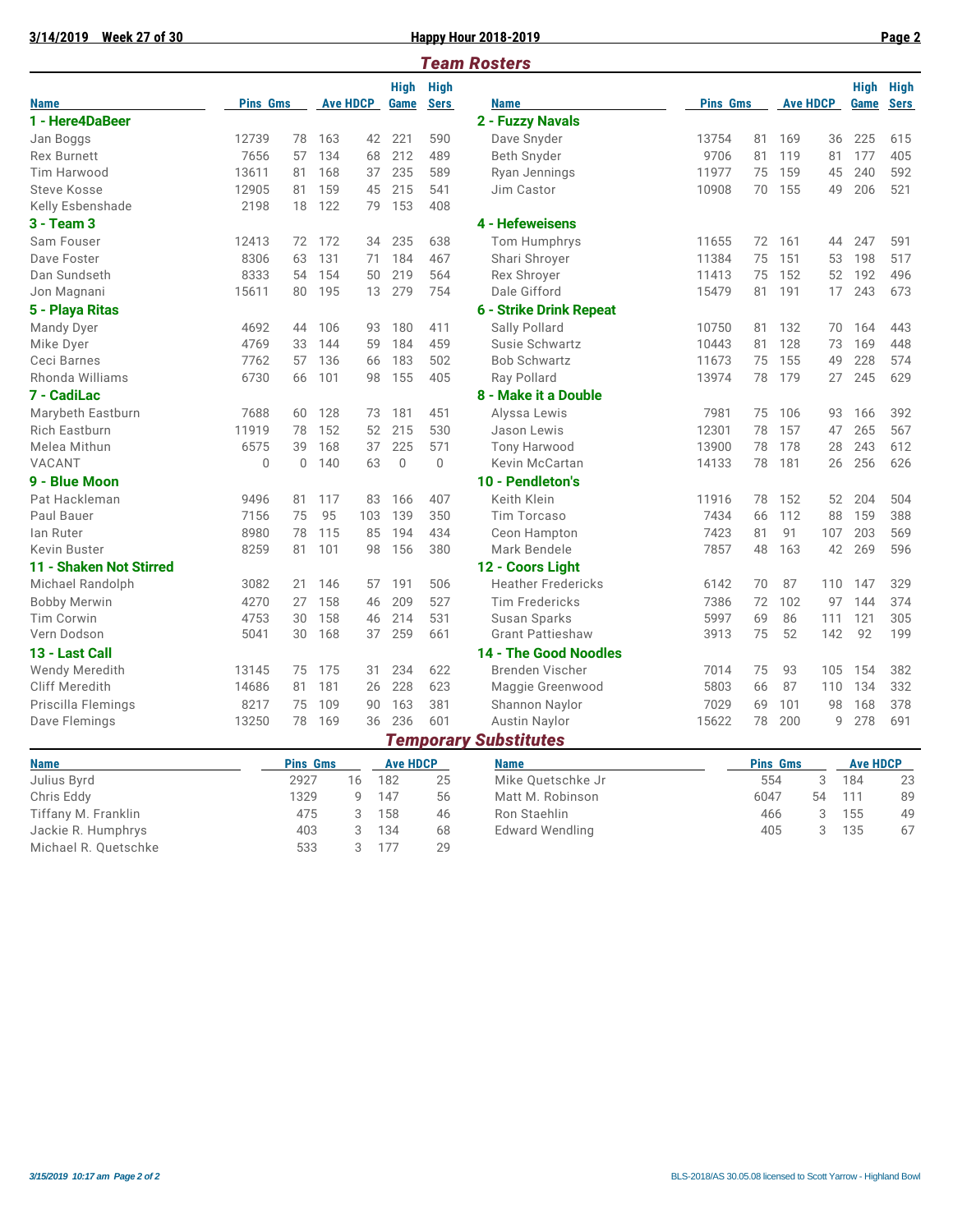## Team Rosters

| Name | Pins | Gms | Ave | HDCP | High Game | High Sers |
|---|---|---|---|---|---|---|
| **1 - Here4DaBeer** | | | | | | |
| Jan Boggs | 12739 | 78 | 163 | 42 | 221 | 590 |
| Rex Burnett | 7656 | 57 | 134 | 68 | 212 | 489 |
| Tim Harwood | 13611 | 81 | 168 | 37 | 235 | 589 |
| Steve Kosse | 12905 | 81 | 159 | 45 | 215 | 541 |
| Kelly Esbenshade | 2198 | 18 | 122 | 79 | 153 | 408 |
| **2 - Fuzzy Navals** | | | | | | |
| Dave Snyder | 13754 | 81 | 169 | 36 | 225 | 615 |
| Beth Snyder | 9706 | 81 | 119 | 81 | 177 | 405 |
| Ryan Jennings | 11977 | 75 | 159 | 45 | 240 | 592 |
| Jim Castor | 10908 | 70 | 155 | 49 | 206 | 521 |
| **3 - Team 3** | | | | | | |
| Sam Fouser | 12413 | 72 | 172 | 34 | 235 | 638 |
| Dave Foster | 8306 | 63 | 131 | 71 | 184 | 467 |
| Dan Sundseth | 8333 | 54 | 154 | 50 | 219 | 564 |
| Jon Magnani | 15611 | 80 | 195 | 13 | 279 | 754 |
| **4 - Hefeweisens** | | | | | | |
| Tom Humphrys | 11655 | 72 | 161 | 44 | 247 | 591 |
| Shari Shroyer | 11384 | 75 | 151 | 53 | 198 | 517 |
| Rex Shroyer | 11413 | 75 | 152 | 52 | 192 | 496 |
| Dale Gifford | 15479 | 81 | 191 | 17 | 243 | 673 |
| **5 - Playa Ritas** | | | | | | |
| Mandy Dyer | 4692 | 44 | 106 | 93 | 180 | 411 |
| Mike Dyer | 4769 | 33 | 144 | 59 | 184 | 459 |
| Ceci Barnes | 7762 | 57 | 136 | 66 | 183 | 502 |
| Rhonda Williams | 6730 | 66 | 101 | 98 | 155 | 405 |
| **6 - Strike Drink Repeat** | | | | | | |
| Sally Pollard | 10750 | 81 | 132 | 70 | 164 | 443 |
| Susie Schwartz | 10443 | 81 | 128 | 73 | 169 | 448 |
| Bob Schwartz | 11673 | 75 | 155 | 49 | 228 | 574 |
| Ray Pollard | 13974 | 78 | 179 | 27 | 245 | 629 |
| **7 - CadiLac** | | | | | | |
| Marybeth Eastburn | 7688 | 60 | 128 | 73 | 181 | 451 |
| Rich Eastburn | 11919 | 78 | 152 | 52 | 215 | 530 |
| Melea Mithun | 6575 | 39 | 168 | 37 | 225 | 571 |
| VACANT | 0 | 0 | 140 | 63 | 0 | 0 |
| **8 - Make it a Double** | | | | | | |
| Alyssa Lewis | 7981 | 75 | 106 | 93 | 166 | 392 |
| Jason Lewis | 12301 | 78 | 157 | 47 | 265 | 567 |
| Tony Harwood | 13900 | 78 | 178 | 28 | 243 | 612 |
| Kevin McCartan | 14133 | 78 | 181 | 26 | 256 | 626 |
| **9 - Blue Moon** | | | | | | |
| Pat Hackleman | 9496 | 81 | 117 | 83 | 166 | 407 |
| Paul Bauer | 7156 | 75 | 95 | 103 | 139 | 350 |
| Ian Ruter | 8980 | 78 | 115 | 85 | 194 | 434 |
| Kevin Buster | 8259 | 81 | 101 | 98 | 156 | 380 |
| **10 - Pendleton's** | | | | | | |
| Keith Klein | 11916 | 78 | 152 | 52 | 204 | 504 |
| Tim Torcaso | 7434 | 66 | 112 | 88 | 159 | 388 |
| Ceon Hampton | 7423 | 81 | 91 | 107 | 203 | 569 |
| Mark Bendele | 7857 | 48 | 163 | 42 | 269 | 596 |
| **11 - Shaken Not Stirred** | | | | | | |
| Michael Randolph | 3082 | 21 | 146 | 57 | 191 | 506 |
| Bobby Merwin | 4270 | 27 | 158 | 46 | 209 | 527 |
| Tim Corwin | 4753 | 30 | 158 | 46 | 214 | 531 |
| Vern Dodson | 5041 | 30 | 168 | 37 | 259 | 661 |
| **12 - Coors Light** | | | | | | |
| Heather Fredericks | 6142 | 70 | 87 | 110 | 147 | 329 |
| Tim Fredericks | 7386 | 72 | 102 | 97 | 144 | 374 |
| Susan Sparks | 5997 | 69 | 86 | 111 | 121 | 305 |
| Grant Pattieshaw | 3913 | 75 | 52 | 142 | 92 | 199 |
| **13 - Last Call** | | | | | | |
| Wendy Meredith | 13145 | 75 | 175 | 31 | 234 | 622 |
| Cliff Meredith | 14686 | 81 | 181 | 26 | 228 | 623 |
| Priscilla Flemings | 8217 | 75 | 109 | 90 | 163 | 381 |
| Dave Flemings | 13250 | 78 | 169 | 36 | 236 | 601 |
| **14 - The Good Noodles** | | | | | | |
| Brenden Vischer | 7014 | 75 | 93 | 105 | 154 | 382 |
| Maggie Greenwood | 5803 | 66 | 87 | 110 | 134 | 332 |
| Shannon Naylor | 7029 | 69 | 101 | 98 | 168 | 378 |
| Austin Naylor | 15622 | 78 | 200 | 9 | 278 | 691 |

## Temporary Substitutes

| Name | Pins | Gms | Ave | HDCP |
|---|---|---|---|---|
| Julius Byrd | 2927 | 16 | 182 | 25 |
| Chris Eddy | 1329 | 9 | 147 | 56 |
| Tiffany M. Franklin | 475 | 3 | 158 | 46 |
| Jackie R. Humphrys | 403 | 3 | 134 | 68 |
| Michael R. Quetschke | 533 | 3 | 177 | 29 |
| Mike Quetschke Jr | 554 | 3 | 184 | 23 |
| Matt M. Robinson | 6047 | 54 | 111 | 89 |
| Ron Staehlin | 466 | 3 | 155 | 49 |
| Edward Wendling | 405 | 3 | 135 | 67 |